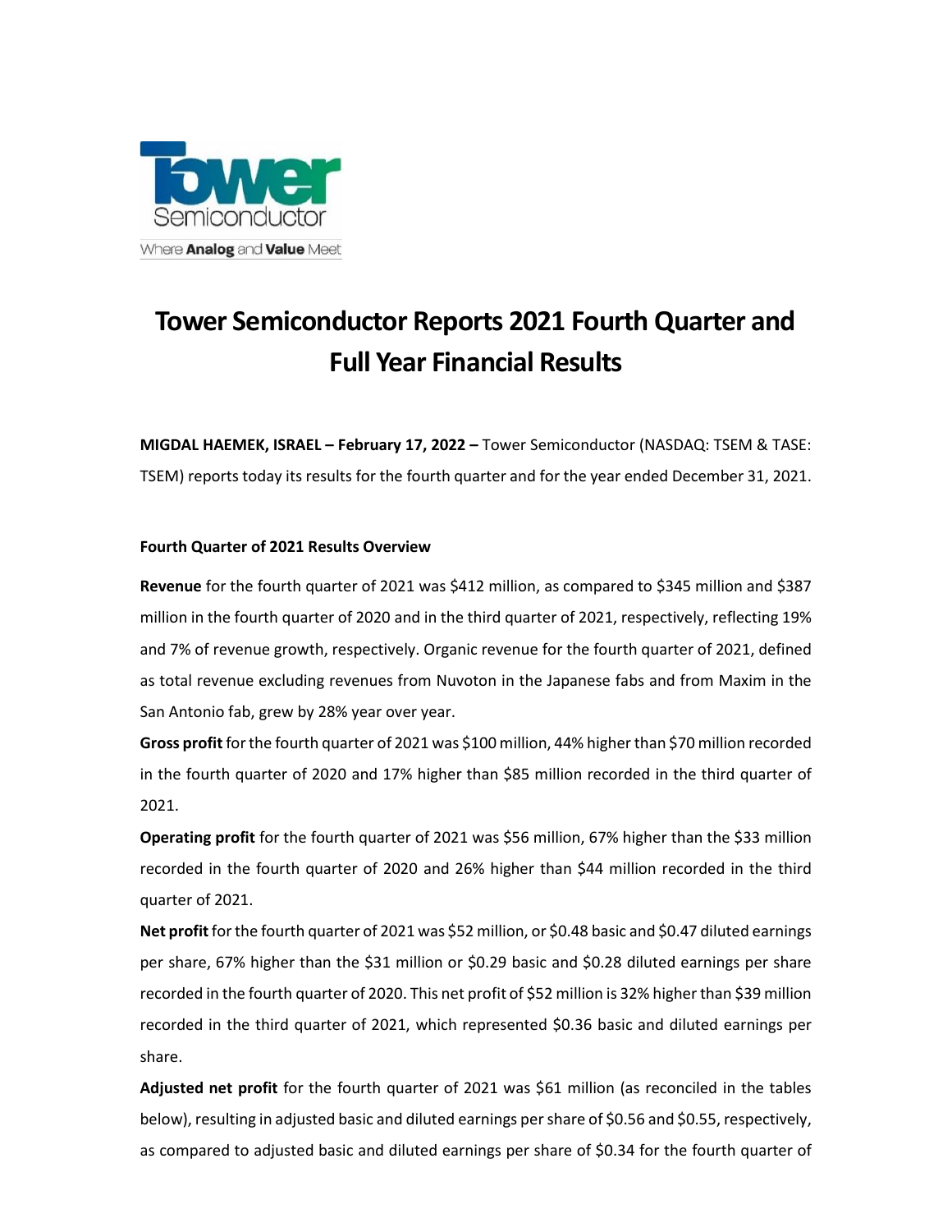# Tower Semiconductor Reports 2021 Fourth Quarter and Full Year Financial Results

**MIGDAL HAEMEK, ISRAEL – February 17, 2022 –** Tower Semiconductor (NASDAQ: TSEM & TASE: TSEM) reports today its results for the fourth quarter and for the year ended December 31, 2021.

**Fourth Quarter of 2021 Results Overview**

**Revenue** for the fourth quarter of 2021 was $412 million, as compared to $345 million and $387 million in the fourth quarter of 2020 and in the third quarter of 2021, respectively, reflecting 19% and 7% of revenue growth, respectively. Organic revenue for the fourth quarter of 2021, defined as total revenue excluding revenues from Nuvoton in the Japanese fabs and from Maxim in the San Antonio fab, grew by 28% year over year.

**Gross profit** for the fourth quarter of 2021 was $100 million, 44% higher than $70 million recorded in the fourth quarter of 2020 and 17% higher than $85 million recorded in the third quarter of 2021.

**Operating profit** for the fourth quarter of 2021 was $56 million, 67% higher than the $33 million recorded in the fourth quarter of 2020 and 26% higher than $44 million recorded in the third quarter of 2021.

**Net profit** for the fourth quarter of 2021 was $52 million, or $0.48 basic and $0.47 diluted earnings per share, 67% higher than the $31 million or $0.29 basic and $0.28 diluted earnings per share recorded in the fourth quarter of 2020. This net profit of $52 million is 32% higher than $39 million recorded in the third quarter of 2021, which represented $0.36 basic and diluted earnings per share.

**Adjusted net profit** for the fourth quarter of 2021 was $61 million (as reconciled in the tables below), resulting in adjusted basic and diluted earnings per share of $0.56 and $0.55, respectively, as compared to adjusted basic and diluted earnings per share of $0.34 for the fourth quarter of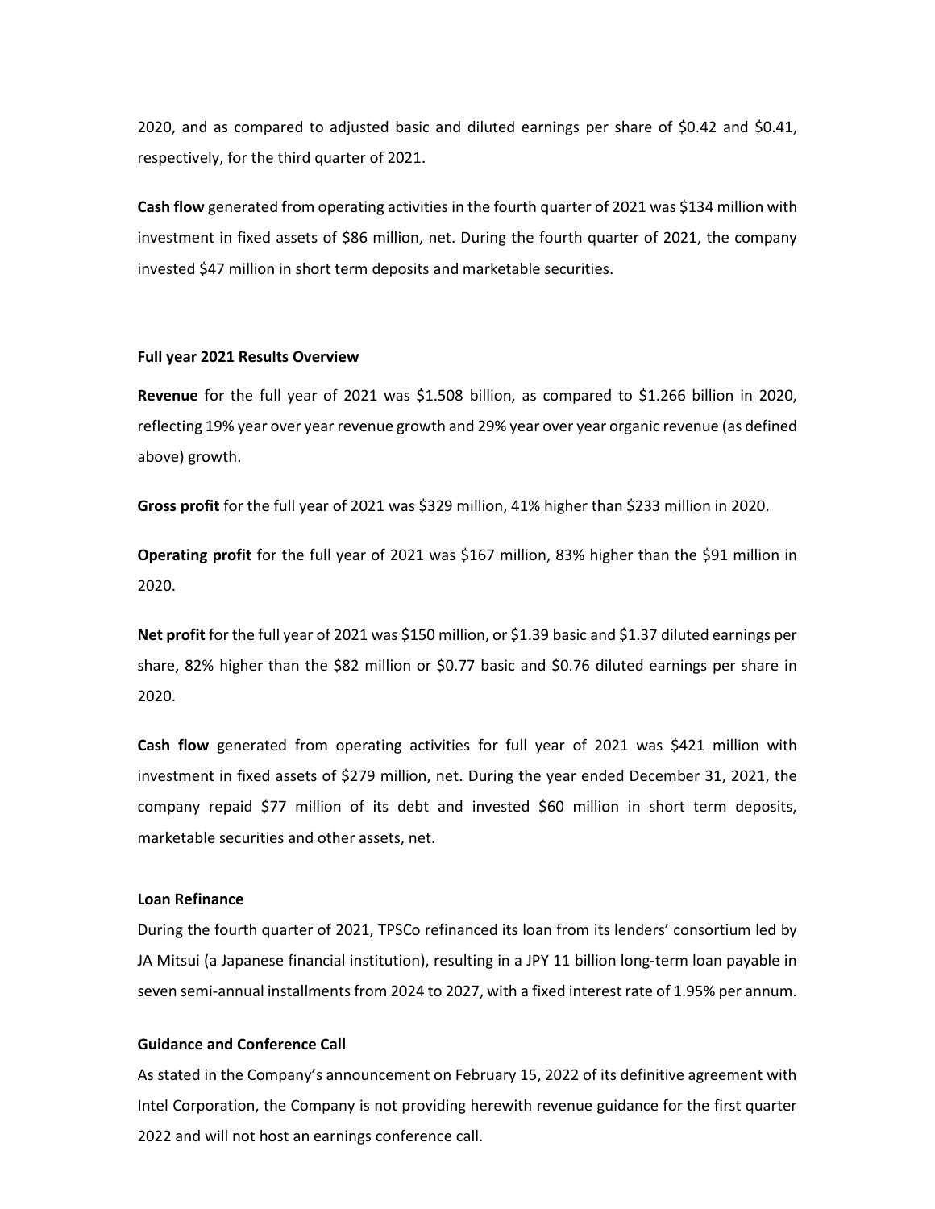2020, and as compared to adjusted basic and diluted earnings per share of $0.42 and $0.41, respectively, for the third quarter of 2021.

**Cash flow** generated from operating activities in the fourth quarter of 2021 was $134 million with investment in fixed assets of $86 million, net. During the fourth quarter of 2021, the company invested $47 million in short term deposits and marketable securities.

**Full year 2021 Results Overview**

**Revenue** for the full year of 2021 was $1.508 billion, as compared to $1.266 billion in 2020, reflecting 19% year over year revenue growth and 29% year over year organic revenue (as defined above) growth.

**Gross profit** for the full year of 2021 was $329 million, 41% higher than $233 million in 2020.

**Operating profit** for the full year of 2021 was $167 million, 83% higher than the $91 million in 2020.

**Net profit** for the full year of 2021 was $150 million, or $1.39 basic and $1.37 diluted earnings per share, 82% higher than the $82 million or $0.77 basic and $0.76 diluted earnings per share in 2020.

**Cash flow** generated from operating activities for full year of 2021 was $421 million with investment in fixed assets of $279 million, net. During the year ended December 31, 2021, the company repaid $77 million of its debt and invested $60 million in short term deposits, marketable securities and other assets, net.

**Loan Refinance**

During the fourth quarter of 2021, TPSCo refinanced its loan from its lenders' consortium led by JA Mitsui (a Japanese financial institution), resulting in a JPY 11 billion long-term loan payable in seven semi-annual installments from 2024 to 2027, with a fixed interest rate of 1.95% per annum.

**Guidance and Conference Call**

As stated in the Company's announcement on February 15, 2022 of its definitive agreement with Intel Corporation, the Company is not providing herewith revenue guidance for the first quarter 2022 and will not host an earnings conference call.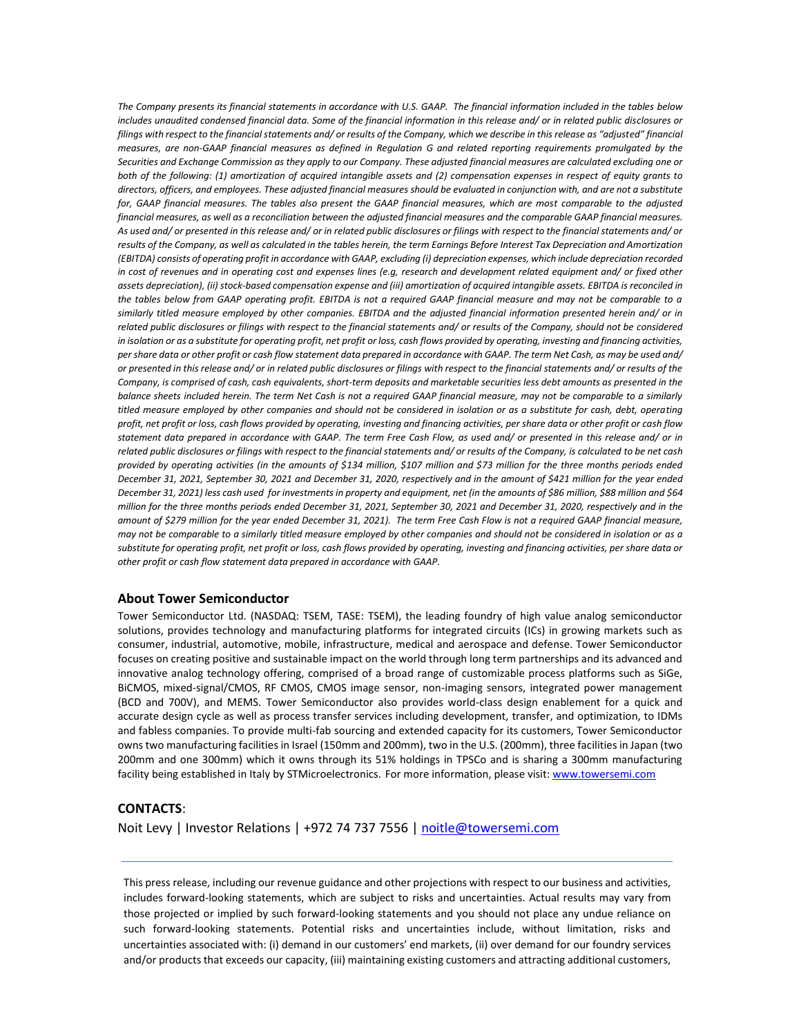*The Company presents its financial statements in accordance with U.S. GAAP. The financial information included in the tables below includes unaudited condensed financial data. Some of the financial information in this release and/ or in related public disclosures or filings with respect to the financial statements and/ or results of the Company, which we describe in this release as "adjusted" financial measures, are non-GAAP financial measures as defined in Regulation G and related reporting requirements promulgated by the Securities and Exchange Commission as they apply to our Company. These adjusted financial measures are calculated excluding one or both of the following: (1) amortization of acquired intangible assets and (2) compensation expenses in respect of equity grants to directors, officers, and employees. These adjusted financial measures should be evaluated in conjunction with, and are not a substitute for, GAAP financial measures. The tables also present the GAAP financial measures, which are most comparable to the adjusted financial measures, as well as a reconciliation between the adjusted financial measures and the comparable GAAP financial measures. As used and/ or presented in this release and/ or in related public disclosures or filings with respect to the financial statements and/ or results of the Company, as well as calculated in the tables herein, the term Earnings Before Interest Tax Depreciation and Amortization (EBITDA) consists of operating profit in accordance with GAAP, excluding (i) depreciation expenses, which include depreciation recorded in cost of revenues and in operating cost and expenses lines (e.g, research and development related equipment and/ or fixed other assets depreciation), (ii) stock-based compensation expense and (iii) amortization of acquired intangible assets. EBITDA is reconciled in the tables below from GAAP operating profit. EBITDA is not a required GAAP financial measure and may not be comparable to a similarly titled measure employed by other companies. EBITDA and the adjusted financial information presented herein and/ or in related public disclosures or filings with respect to the financial statements and/ or results of the Company, should not be considered in isolation or as a substitute for operating profit, net profit or loss, cash flows provided by operating, investing and financing activities, per share data or other profit or cash flow statement data prepared in accordance with GAAP. The term Net Cash, as may be used and/ or presented in this release and/ or in related public disclosures or filings with respect to the financial statements and/ or results of the Company, is comprised of cash, cash equivalents, short-term deposits and marketable securities less debt amounts as presented in the balance sheets included herein. The term Net Cash is not a required GAAP financial measure, may not be comparable to a similarly titled measure employed by other companies and should not be considered in isolation or as a substitute for cash, debt, operating profit, net profit or loss, cash flows provided by operating, investing and financing activities, per share data or other profit or cash flow statement data prepared in accordance with GAAP. The term Free Cash Flow, as used and/ or presented in this release and/ or in related public disclosures or filings with respect to the financial statements and/ or results of the Company, is calculated to be net cash provided by operating activities (in the amounts of $134 million, $107 million and $73 million for the three months periods ended December 31, 2021, September 30, 2021 and December 31, 2020, respectively and in the amount of $421 million for the year ended December 31, 2021) less cash used for investments in property and equipment, net (in the amounts of $86 million, $88 million and $64 million for the three months periods ended December 31, 2021, September 30, 2021 and December 31, 2020, respectively and in the amount of $279 million for the year ended December 31, 2021). The term Free Cash Flow is not a required GAAP financial measure, may not be comparable to a similarly titled measure employed by other companies and should not be considered in isolation or as a substitute for operating profit, net profit or loss, cash flows provided by operating, investing and financing activities, per share data or other profit or cash flow statement data prepared in accordance with GAAP.*

## About Tower Semiconductor

Tower Semiconductor Ltd. (NASDAQ: TSEM, TASE: TSEM), the leading foundry of high value analog semiconductor solutions, provides technology and manufacturing platforms for integrated circuits (ICs) in growing markets such as consumer, industrial, automotive, mobile, infrastructure, medical and aerospace and defense. Tower Semiconductor focuses on creating positive and sustainable impact on the world through long term partnerships and its advanced and innovative analog technology offering, comprised of a broad range of customizable process platforms such as SiGe, BiCMOS, mixed-signal/CMOS, RF CMOS, CMOS image sensor, non-imaging sensors, integrated power management (BCD and 700V), and MEMS. Tower Semiconductor also provides world-class design enablement for a quick and accurate design cycle as well as process transfer services including development, transfer, and optimization, to IDMs and fabless companies. To provide multi-fab sourcing and extended capacity for its customers, Tower Semiconductor owns two manufacturing facilities in Israel (150mm and 200mm), two in the U.S. (200mm), three facilities in Japan (two 200mm and one 300mm) which it owns through its 51% holdings in TPSCo and is sharing a 300mm manufacturing facility being established in Italy by STMicroelectronics. For more information, please visit: www.towersemi.com

## CONTACTS:

Noit Levy | Investor Relations | +972 74 737 7556 | noitle@towersemi.com

---

This press release, including our revenue guidance and other projections with respect to our business and activities, includes forward-looking statements, which are subject to risks and uncertainties. Actual results may vary from those projected or implied by such forward-looking statements and you should not place any undue reliance on such forward-looking statements. Potential risks and uncertainties include, without limitation, risks and uncertainties associated with: (i) demand in our customers' end markets, (ii) over demand for our foundry services and/or products that exceeds our capacity, (iii) maintaining existing customers and attracting additional customers,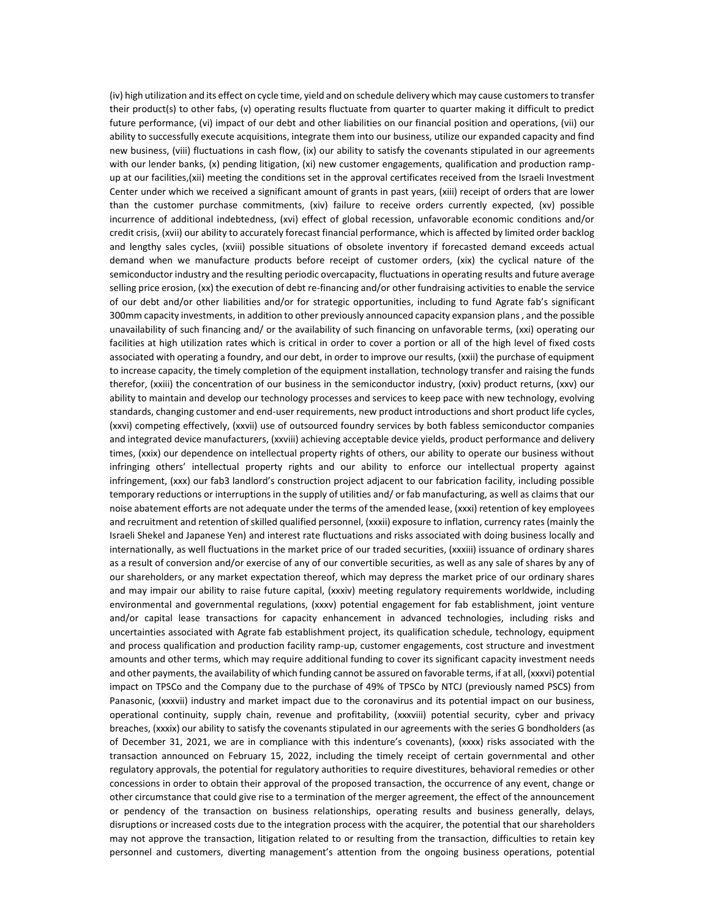(iv) high utilization and its effect on cycle time, yield and on schedule delivery which may cause customers to transfer their product(s) to other fabs, (v) operating results fluctuate from quarter to quarter making it difficult to predict future performance, (vi) impact of our debt and other liabilities on our financial position and operations, (vii) our ability to successfully execute acquisitions, integrate them into our business, utilize our expanded capacity and find new business, (viii) fluctuations in cash flow, (ix) our ability to satisfy the covenants stipulated in our agreements with our lender banks, (x) pending litigation, (xi) new customer engagements, qualification and production ramp-up at our facilities,(xii) meeting the conditions set in the approval certificates received from the Israeli Investment Center under which we received a significant amount of grants in past years, (xiii) receipt of orders that are lower than the customer purchase commitments, (xiv) failure to receive orders currently expected, (xv) possible incurrence of additional indebtedness, (xvi) effect of global recession, unfavorable economic conditions and/or credit crisis, (xvii) our ability to accurately forecast financial performance, which is affected by limited order backlog and lengthy sales cycles, (xviii) possible situations of obsolete inventory if forecasted demand exceeds actual demand when we manufacture products before receipt of customer orders, (xix) the cyclical nature of the semiconductor industry and the resulting periodic overcapacity, fluctuations in operating results and future average selling price erosion, (xx) the execution of debt re-financing and/or other fundraising activities to enable the service of our debt and/or other liabilities and/or for strategic opportunities, including to fund Agrate fab's significant 300mm capacity investments, in addition to other previously announced capacity expansion plans , and the possible unavailability of such financing and/ or the availability of such financing on unfavorable terms, (xxi) operating our facilities at high utilization rates which is critical in order to cover a portion or all of the high level of fixed costs associated with operating a foundry, and our debt, in order to improve our results, (xxii) the purchase of equipment to increase capacity, the timely completion of the equipment installation, technology transfer and raising the funds therefor, (xxiii) the concentration of our business in the semiconductor industry, (xxiv) product returns, (xxv) our ability to maintain and develop our technology processes and services to keep pace with new technology, evolving standards, changing customer and end-user requirements, new product introductions and short product life cycles, (xxvi) competing effectively, (xxvii) use of outsourced foundry services by both fabless semiconductor companies and integrated device manufacturers, (xxviii) achieving acceptable device yields, product performance and delivery times, (xxix) our dependence on intellectual property rights of others, our ability to operate our business without infringing others' intellectual property rights and our ability to enforce our intellectual property against infringement, (xxx) our fab3 landlord's construction project adjacent to our fabrication facility, including possible temporary reductions or interruptions in the supply of utilities and/ or fab manufacturing, as well as claims that our noise abatement efforts are not adequate under the terms of the amended lease, (xxxi) retention of key employees and recruitment and retention of skilled qualified personnel, (xxxii) exposure to inflation, currency rates (mainly the Israeli Shekel and Japanese Yen) and interest rate fluctuations and risks associated with doing business locally and internationally, as well fluctuations in the market price of our traded securities, (xxxiii) issuance of ordinary shares as a result of conversion and/or exercise of any of our convertible securities, as well as any sale of shares by any of our shareholders, or any market expectation thereof, which may depress the market price of our ordinary shares and may impair our ability to raise future capital, (xxxiv) meeting regulatory requirements worldwide, including environmental and governmental regulations, (xxxv) potential engagement for fab establishment, joint venture and/or capital lease transactions for capacity enhancement in advanced technologies, including risks and uncertainties associated with Agrate fab establishment project, its qualification schedule, technology, equipment and process qualification and production facility ramp-up, customer engagements, cost structure and investment amounts and other terms, which may require additional funding to cover its significant capacity investment needs and other payments, the availability of which funding cannot be assured on favorable terms, if at all, (xxxvi) potential impact on TPSCo and the Company due to the purchase of 49% of TPSCo by NTCJ (previously named PSCS) from Panasonic, (xxxvii) industry and market impact due to the coronavirus and its potential impact on our business, operational continuity, supply chain, revenue and profitability, (xxxviii) potential security, cyber and privacy breaches, (xxxix) our ability to satisfy the covenants stipulated in our agreements with the series G bondholders (as of December 31, 2021, we are in compliance with this indenture's covenants), (xxxx) risks associated with the transaction announced on February 15, 2022, including the timely receipt of certain governmental and other regulatory approvals, the potential for regulatory authorities to require divestitures, behavioral remedies or other concessions in order to obtain their approval of the proposed transaction, the occurrence of any event, change or other circumstance that could give rise to a termination of the merger agreement, the effect of the announcement or pendency of the transaction on business relationships, operating results and business generally, delays, disruptions or increased costs due to the integration process with the acquirer, the potential that our shareholders may not approve the transaction, litigation related to or resulting from the transaction, difficulties to retain key personnel and customers, diverting management's attention from the ongoing business operations, potential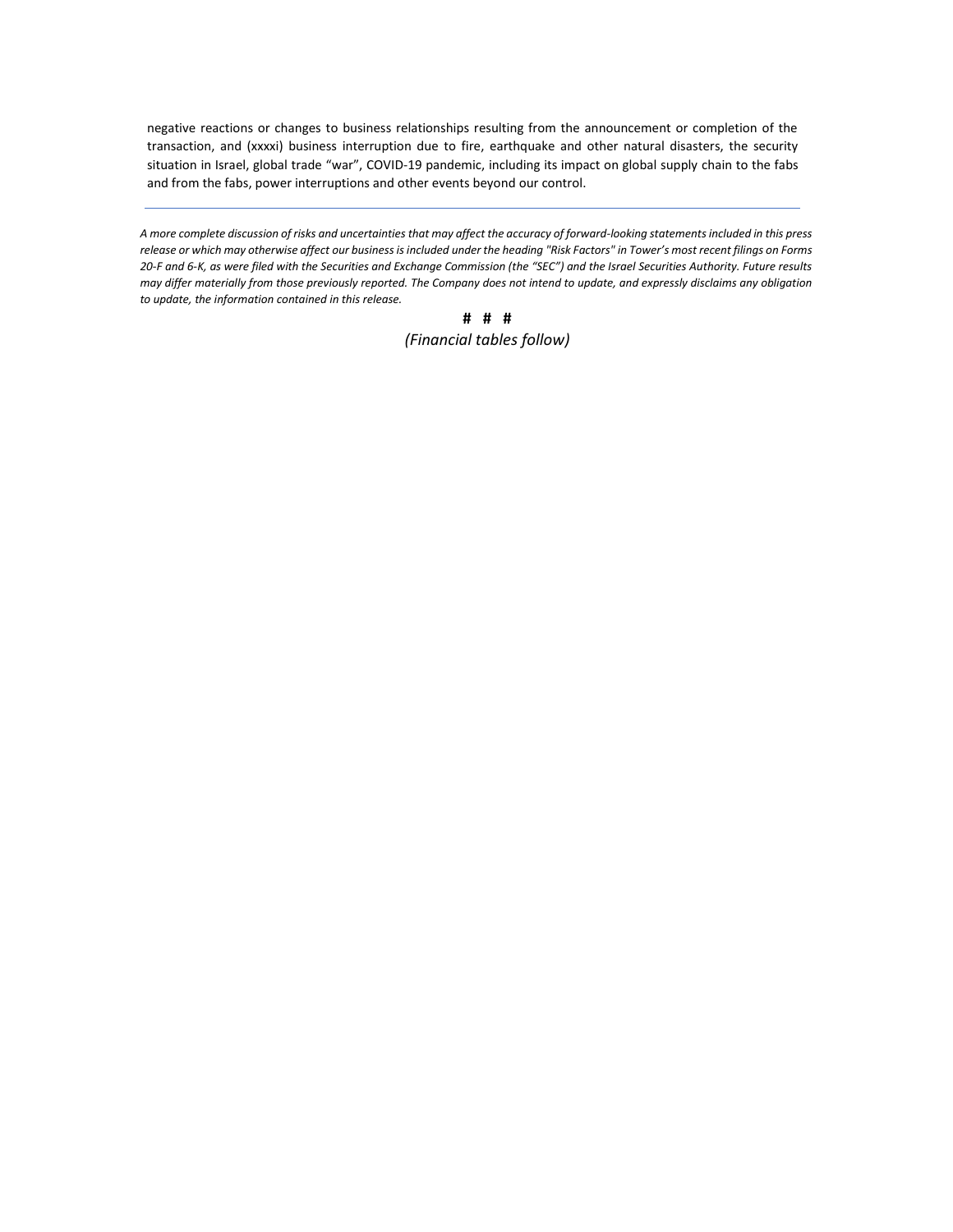negative reactions or changes to business relationships resulting from the announcement or completion of the transaction, and (xxxxi) business interruption due to fire, earthquake and other natural disasters, the security situation in Israel, global trade "war", COVID-19 pandemic, including its impact on global supply chain to the fabs and from the fabs, power interruptions and other events beyond our control.

---

*A more complete discussion of risks and uncertainties that may affect the accuracy of forward-looking statements included in this press release or which may otherwise affect our business is included under the heading "Risk Factors" in Tower's most recent filings on Forms 20-F and 6-K, as were filed with the Securities and Exchange Commission (the "SEC") and the Israel Securities Authority. Future results may differ materially from those previously reported. The Company does not intend to update, and expressly disclaims any obligation to update, the information contained in this release.*

**# # #**

*(Financial tables follow)*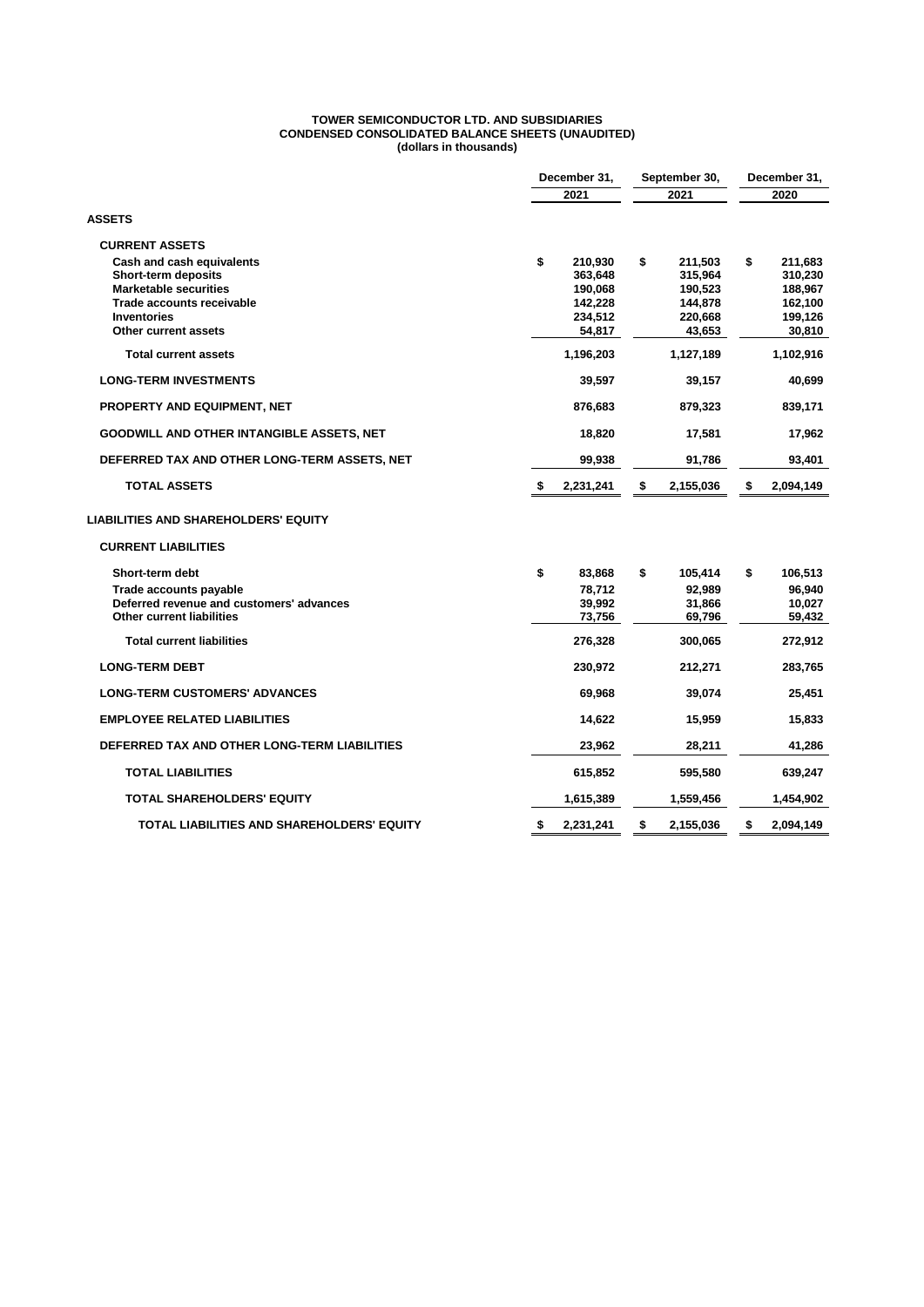# TOWER SEMICONDUCTOR LTD. AND SUBSIDIARIES
## CONDENSED CONSOLIDATED BALANCE SHEETS (UNAUDITED)
### (dollars in thousands)

| | December 31, 2021 | September 30, 2021 | December 31, 2020 |
|---|---|---|---|
| **ASSETS** | | | |
| **CURRENT ASSETS** | | | |
| Cash and cash equivalents | $ 210,930 | $ 211,503 | $ 211,683 |
| Short-term deposits | 363,648 | 315,964 | 310,230 |
| Marketable securities | 190,068 | 190,523 | 188,967 |
| Trade accounts receivable | 142,228 | 144,878 | 162,100 |
| Inventories | 234,512 | 220,668 | 199,126 |
| Other current assets | 54,817 | 43,653 | 30,810 |
| **Total current assets** | 1,196,203 | 1,127,189 | 1,102,916 |
| **LONG-TERM INVESTMENTS** | 39,597 | 39,157 | 40,699 |
| **PROPERTY AND EQUIPMENT, NET** | 876,683 | 879,323 | 839,171 |
| **GOODWILL AND OTHER INTANGIBLE ASSETS, NET** | 18,820 | 17,581 | 17,962 |
| **DEFERRED TAX AND OTHER LONG-TERM ASSETS, NET** | 99,938 | 91,786 | 93,401 |
| **TOTAL ASSETS** | $ 2,231,241 | $ 2,155,036 | $ 2,094,149 |
| **LIABILITIES AND SHAREHOLDERS' EQUITY** | | | |
| **CURRENT LIABILITIES** | | | |
| Short-term debt | $ 83,868 | $ 105,414 | $ 106,513 |
| Trade accounts payable | 78,712 | 92,989 | 96,940 |
| Deferred revenue and customers' advances | 39,992 | 31,866 | 10,027 |
| Other current liabilities | 73,756 | 69,796 | 59,432 |
| **Total current liabilities** | 276,328 | 300,065 | 272,912 |
| **LONG-TERM DEBT** | 230,972 | 212,271 | 283,765 |
| **LONG-TERM CUSTOMERS' ADVANCES** | 69,968 | 39,074 | 25,451 |
| **EMPLOYEE RELATED LIABILITIES** | 14,622 | 15,959 | 15,833 |
| **DEFERRED TAX AND OTHER LONG-TERM LIABILITIES** | 23,962 | 28,211 | 41,286 |
| **TOTAL LIABILITIES** | 615,852 | 595,580 | 639,247 |
| **TOTAL SHAREHOLDERS' EQUITY** | 1,615,389 | 1,559,456 | 1,454,902 |
| **TOTAL LIABILITIES AND SHAREHOLDERS' EQUITY** | $ 2,231,241 | $ 2,155,036 | $ 2,094,149 |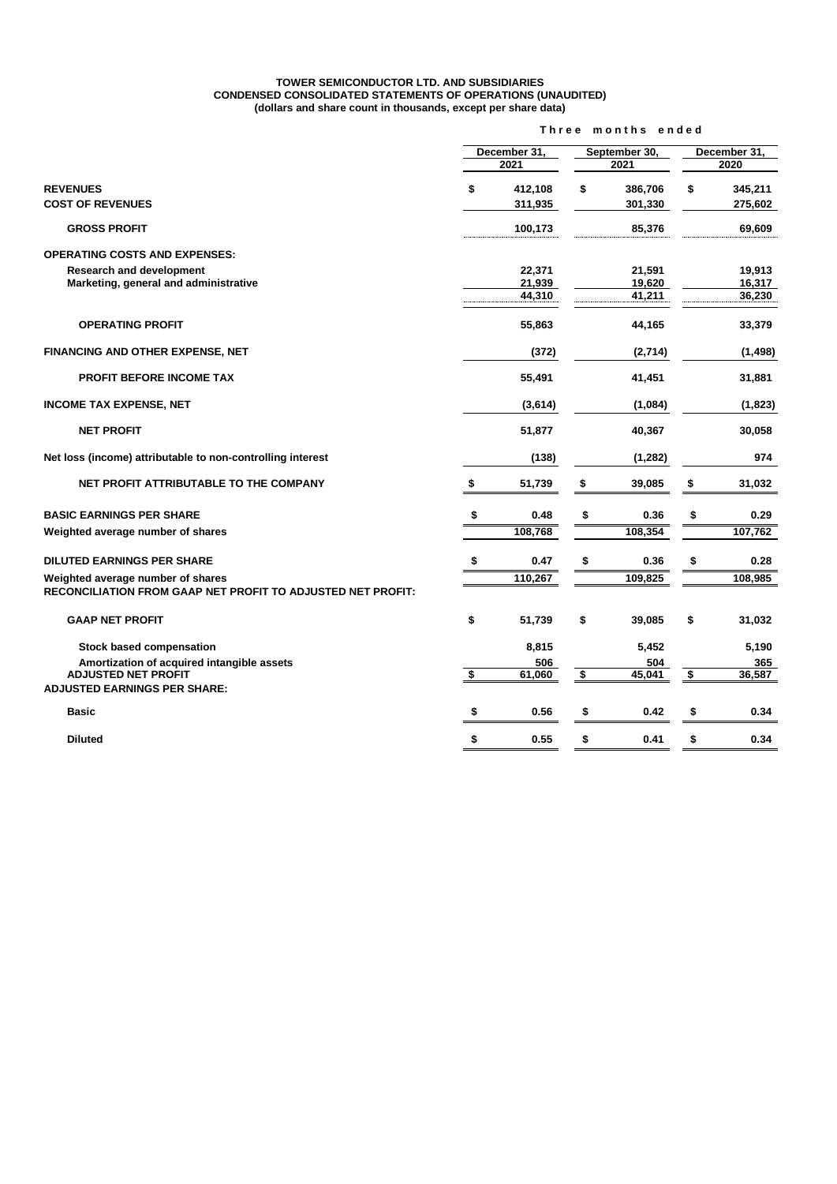**TOWER SEMICONDUCTOR LTD. AND SUBSIDIARIES**
**CONDENSED CONSOLIDATED STATEMENTS OF OPERATIONS (UNAUDITED)**
**(dollars and share count in thousands, except per share data)**

| | Three months ended | | |
|---|---|---|---|
| | December 31, 2021 | September 30, 2021 | December 31, 2020 |
| **REVENUES** | $ 412,108 | $ 386,706 | $ 345,211 |
| **COST OF REVENUES** | 311,935 | 301,330 | 275,602 |
| **GROSS PROFIT** | 100,173 | 85,376 | 69,609 |
| **OPERATING COSTS AND EXPENSES:** | | | |
| Research and development | 22,371 | 21,591 | 19,913 |
| Marketing, general and administrative | 21,939 | 19,620 | 16,317 |
| | 44,310 | 41,211 | 36,230 |
| **OPERATING PROFIT** | 55,863 | 44,165 | 33,379 |
| **FINANCING AND OTHER EXPENSE, NET** | (372) | (2,714) | (1,498) |
| **PROFIT BEFORE INCOME TAX** | 55,491 | 41,451 | 31,881 |
| **INCOME TAX EXPENSE, NET** | (3,614) | (1,084) | (1,823) |
| **NET PROFIT** | 51,877 | 40,367 | 30,058 |
| Net loss (income) attributable to non-controlling interest | (138) | (1,282) | 974 |
| **NET PROFIT ATTRIBUTABLE TO THE COMPANY** | $ 51,739 | $ 39,085 | $ 31,032 |
| **BASIC EARNINGS PER SHARE** | $ 0.48 | $ 0.36 | $ 0.29 |
| Weighted average number of shares | 108,768 | 108,354 | 107,762 |
| **DILUTED EARNINGS PER SHARE** | $ 0.47 | $ 0.36 | $ 0.28 |
| Weighted average number of shares | 110,267 | 109,825 | 108,985 |
| **RECONCILIATION FROM GAAP NET PROFIT TO ADJUSTED NET PROFIT:** | | | |
| **GAAP NET PROFIT** | $ 51,739 | $ 39,085 | $ 31,032 |
| Stock based compensation | 8,815 | 5,452 | 5,190 |
| Amortization of acquired intangible assets | 506 | 504 | 365 |
| **ADJUSTED NET PROFIT** | $ 61,060 | $ 45,041 | $ 36,587 |
| **ADJUSTED EARNINGS PER SHARE:** | | | |
| Basic | $ 0.56 | $ 0.42 | $ 0.34 |
| Diluted | $ 0.55 | $ 0.41 | $ 0.34 |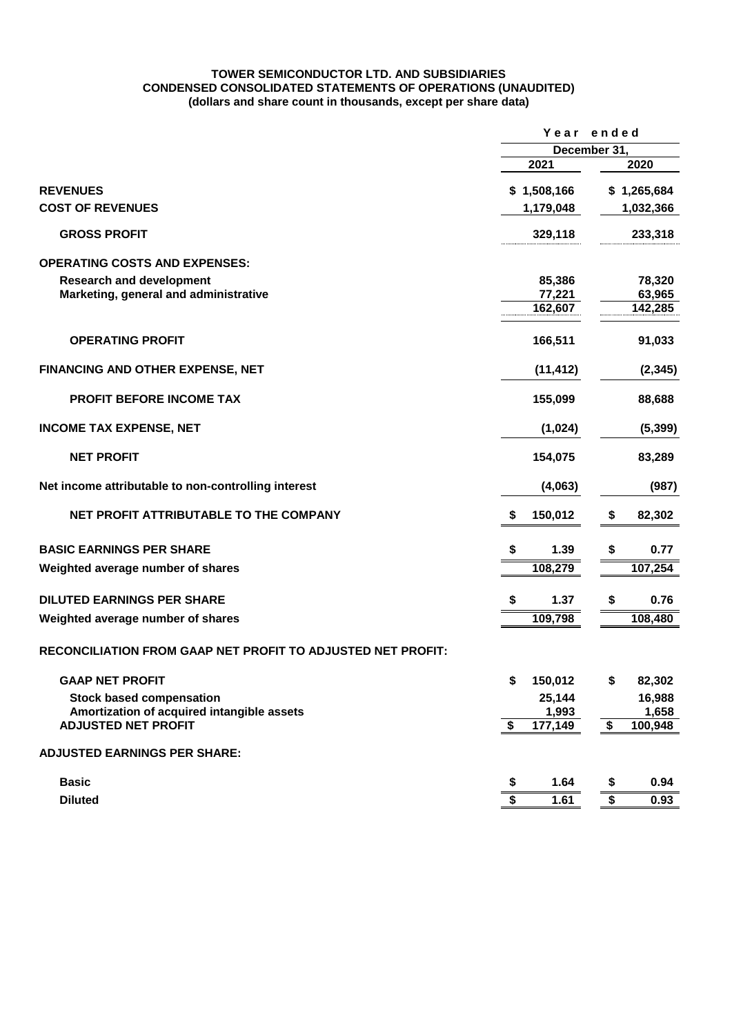**TOWER SEMICONDUCTOR LTD. AND SUBSIDIARIES**
**CONDENSED CONSOLIDATED STATEMENTS OF OPERATIONS (UNAUDITED)**
**(dollars and share count in thousands, except per share data)**

| | Year ended | |
|---|---|---|
| | December 31, | |
| | 2021 | 2020 |
| **REVENUES** | $ 1,508,166 | $ 1,265,684 |
| **COST OF REVENUES** | 1,179,048 | 1,032,366 |
| **GROSS PROFIT** | 329,118 | 233,318 |
| **OPERATING COSTS AND EXPENSES:** | | |
| **Research and development** | 85,386 | 78,320 |
| **Marketing, general and administrative** | 77,221 | 63,965 |
| | 162,607 | 142,285 |
| **OPERATING PROFIT** | 166,511 | 91,033 |
| **FINANCING AND OTHER EXPENSE, NET** | (11,412) | (2,345) |
| **PROFIT BEFORE INCOME TAX** | 155,099 | 88,688 |
| **INCOME TAX EXPENSE, NET** | (1,024) | (5,399) |
| **NET PROFIT** | 154,075 | 83,289 |
| **Net income attributable to non-controlling interest** | (4,063) | (987) |
| **NET PROFIT ATTRIBUTABLE TO THE COMPANY** | $ 150,012 | $ 82,302 |
| **BASIC EARNINGS PER SHARE** | $ 1.39 | $ 0.77 |
| **Weighted average number of shares** | 108,279 | 107,254 |
| **DILUTED EARNINGS PER SHARE** | $ 1.37 | $ 0.76 |
| **Weighted average number of shares** | 109,798 | 108,480 |
| **RECONCILIATION FROM GAAP NET PROFIT TO ADJUSTED NET PROFIT:** | | |
| **GAAP NET PROFIT** | $ 150,012 | $ 82,302 |
| **Stock based compensation** | 25,144 | 16,988 |
| **Amortization of acquired intangible assets** | 1,993 | 1,658 |
| **ADJUSTED NET PROFIT** | $ 177,149 | $ 100,948 |
| **ADJUSTED EARNINGS PER SHARE:** | | |
| **Basic** | $ 1.64 | $ 0.94 |
| **Diluted** | $ 1.61 | $ 0.93 |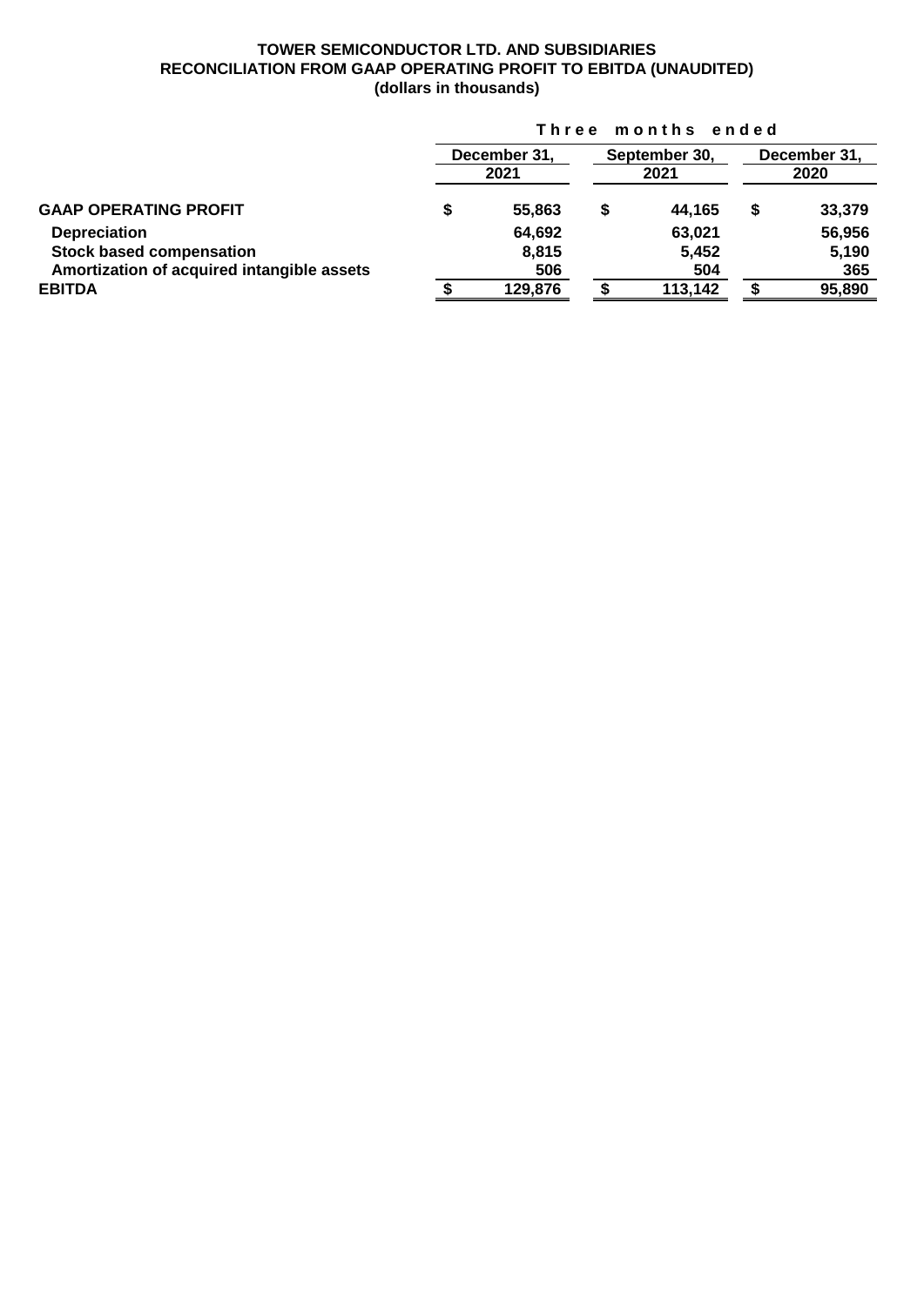**TOWER SEMICONDUCTOR LTD. AND SUBSIDIARIES**
**RECONCILIATION FROM GAAP OPERATING PROFIT TO EBITDA (UNAUDITED)**
**(dollars in thousands)**

| | Three months ended | | |
|---|---|---|---|
| | December 31, 2021 | September 30, 2021 | December 31, 2020 |
| **GAAP OPERATING PROFIT** | $ 55,863 | $ 44,165 | $ 33,379 |
| Depreciation | 64,692 | 63,021 | 56,956 |
| Stock based compensation | 8,815 | 5,452 | 5,190 |
| Amortization of acquired intangible assets | 506 | 504 | 365 |
| **EBITDA** | $ 129,876 | $ 113,142 | $ 95,890 |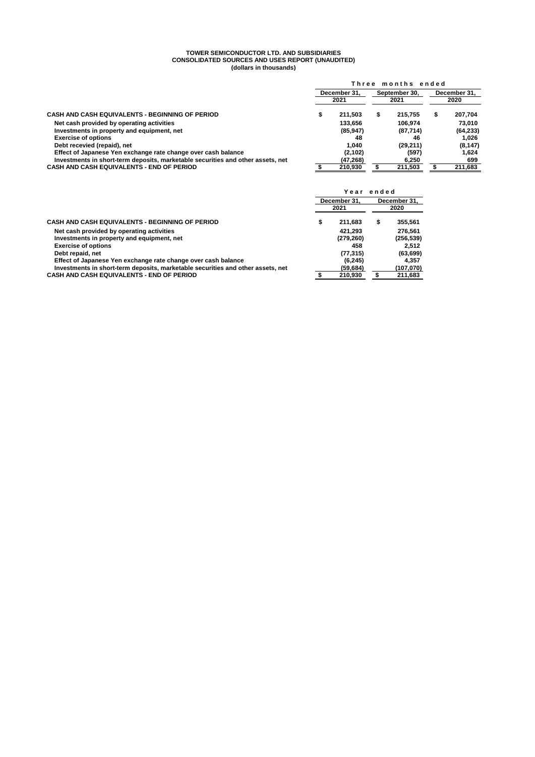**TOWER SEMICONDUCTOR LTD. AND SUBSIDIARIES**
**CONSOLIDATED SOURCES AND USES REPORT (UNAUDITED)**
**(dollars in thousands)**

| | Three months ended | | |
|---|---|---|---|
| | December 31, 2021 | September 30, 2021 | December 31, 2020 |
| **CASH AND CASH EQUIVALENTS - BEGINNING OF PERIOD** | $ 211,503 | $ 215,755 | $ 207,704 |
| Net cash provided by operating activities | 133,656 | 106,974 | 73,010 |
| Investments in property and equipment, net | (85,947) | (87,714) | (64,233) |
| Exercise of options | 48 | 46 | 1,026 |
| Debt recevied (repaid), net | 1,040 | (29,211) | (8,147) |
| Effect of Japanese Yen exchange rate change over cash balance | (2,102) | (597) | 1,624 |
| Investments in short-term deposits, marketable securities and other assets, net | (47,268) | 6,250 | 699 |
| **CASH AND CASH EQUIVALENTS - END OF PERIOD** | $ 210,930 | $ 211,503 | $ 211,683 |

| | Year ended | |
|---|---|---|
| | December 31, 2021 | December 31, 2020 |
| **CASH AND CASH EQUIVALENTS - BEGINNING OF PERIOD** | $ 211,683 | $ 355,561 |
| Net cash provided by operating activities | 421,293 | 276,561 |
| Investments in property and equipment, net | (279,260) | (256,539) |
| Exercise of options | 458 | 2,512 |
| Debt repaid, net | (77,315) | (63,699) |
| Effect of Japanese Yen exchange rate change over cash balance | (6,245) | 4,357 |
| Investments in short-term deposits, marketable securities and other assets, net | (59,684) | (107,070) |
| **CASH AND CASH EQUIVALENTS - END OF PERIOD** | $ 210,930 | $ 211,683 |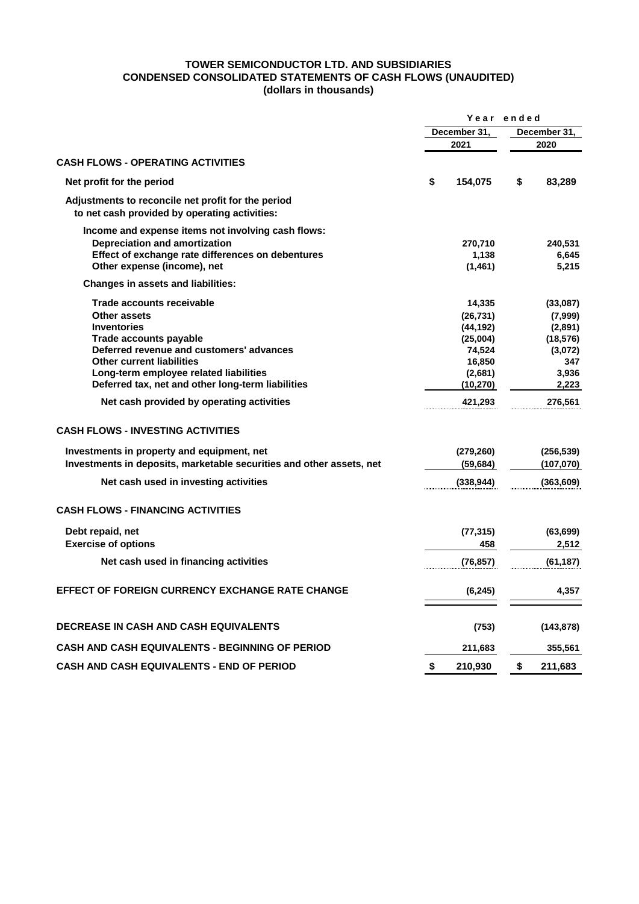# TOWER SEMICONDUCTOR LTD. AND SUBSIDIARIES
## CONDENSED CONSOLIDATED STATEMENTS OF CASH FLOWS (UNAUDITED)
### (dollars in thousands)

| | Year ended December 31, 2021 | Year ended December 31, 2020 |
|---|---|---|
| **CASH FLOWS - OPERATING ACTIVITIES** | | |
| Net profit for the period | $ 154,075 | $ 83,289 |
| Adjustments to reconcile net profit for the period to net cash provided by operating activities: | | |
| Income and expense items not involving cash flows: | | |
| Depreciation and amortization | 270,710 | 240,531 |
| Effect of exchange rate differences on debentures | 1,138 | 6,645 |
| Other expense (income), net | (1,461) | 5,215 |
| Changes in assets and liabilities: | | |
| Trade accounts receivable | 14,335 | (33,087) |
| Other assets | (26,731) | (7,999) |
| Inventories | (44,192) | (2,891) |
| Trade accounts payable | (25,004) | (18,576) |
| Deferred revenue and customers' advances | 74,524 | (3,072) |
| Other current liabilities | 16,850 | 347 |
| Long-term employee related liabilities | (2,681) | 3,936 |
| Deferred tax, net and other long-term liabilities | (10,270) | 2,223 |
| Net cash provided by operating activities | 421,293 | 276,561 |
| **CASH FLOWS - INVESTING ACTIVITIES** | | |
| Investments in property and equipment, net | (279,260) | (256,539) |
| Investments in deposits, marketable securities and other assets, net | (59,684) | (107,070) |
| Net cash used in investing activities | (338,944) | (363,609) |
| **CASH FLOWS - FINANCING ACTIVITIES** | | |
| Debt repaid, net | (77,315) | (63,699) |
| Exercise of options | 458 | 2,512 |
| Net cash used in financing activities | (76,857) | (61,187) |
| **EFFECT OF FOREIGN CURRENCY EXCHANGE RATE CHANGE** | (6,245) | 4,357 |
| **DECREASE IN CASH AND CASH EQUIVALENTS** | (753) | (143,878) |
| **CASH AND CASH EQUIVALENTS - BEGINNING OF PERIOD** | 211,683 | 355,561 |
| **CASH AND CASH EQUIVALENTS - END OF PERIOD** | $ 210,930 | $ 211,683 |